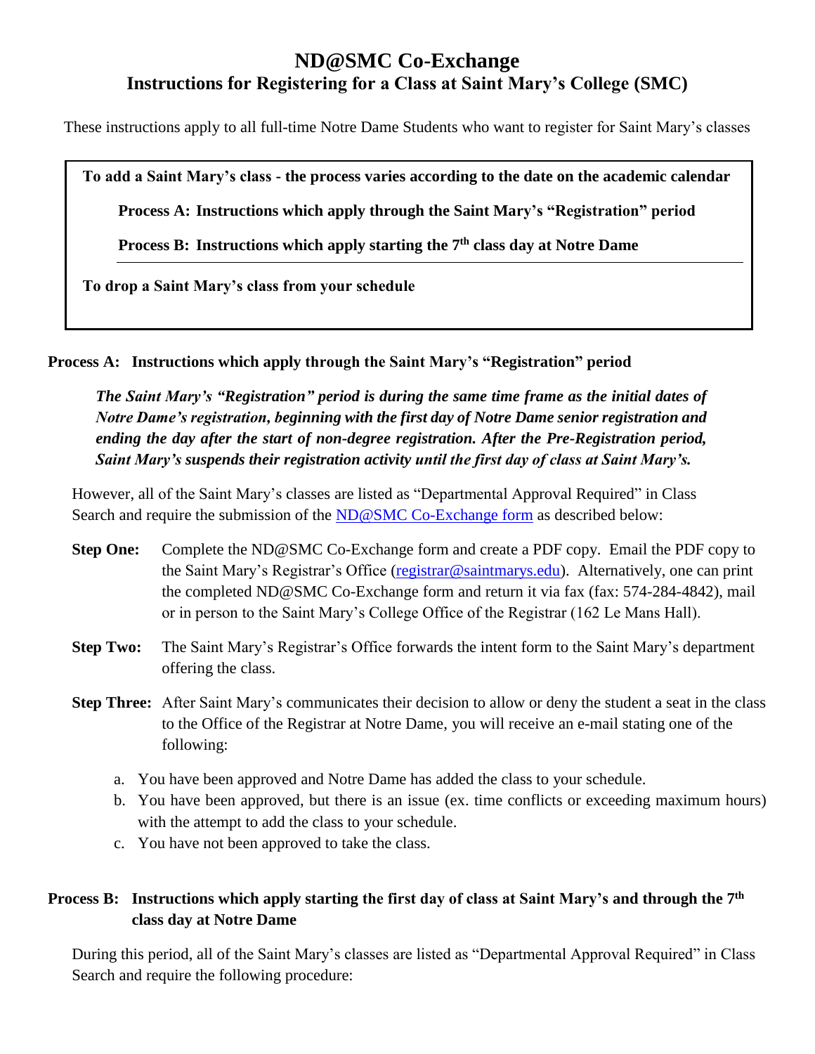# ND@SMC Co-Exchange

## Instructions for Registering for a Class at Saint Mary's College (SMC)

These instructions apply to all full-time Notre Dame Students who want to register for Saint Mary's classes

**To add a Saint Mary's class - the process varies according to the date on the academic calendar**

**Process A: Instructions which apply through the Saint Mary's "Registration" period**

**Process B: Instructions which apply starting the 7th class day at Notre Dame**

**To drop a Saint Mary's class from your schedule**

### Process A: Instructions which apply through the Saint Mary's "Registration" period

***The Saint Mary's "Registration" period is during the same time frame as the initial dates of Notre Dame's registration, beginning with the first day of Notre Dame senior registration and ending the day after the start of non-degree registration. After the Pre-Registration period, Saint Mary's suspends their registration activity until the first day of class at Saint Mary's.***

However, all of the Saint Mary's classes are listed as "Departmental Approval Required" in Class Search and require the submission of the ND@SMC Co-Exchange form as described below:

**Step One:** Complete the ND@SMC Co-Exchange form and create a PDF copy. Email the PDF copy to the Saint Mary's Registrar's Office (registrar@saintmarys.edu). Alternatively, one can print the completed ND@SMC Co-Exchange form and return it via fax (fax: 574-284-4842), mail or in person to the Saint Mary's College Office of the Registrar (162 Le Mans Hall).

**Step Two:** The Saint Mary's Registrar's Office forwards the intent form to the Saint Mary's department offering the class.

**Step Three:** After Saint Mary's communicates their decision to allow or deny the student a seat in the class to the Office of the Registrar at Notre Dame, you will receive an e-mail stating one of the following:

a. You have been approved and Notre Dame has added the class to your schedule.
b. You have been approved, but there is an issue (ex. time conflicts or exceeding maximum hours) with the attempt to add the class to your schedule.
c. You have not been approved to take the class.

### Process B: Instructions which apply starting the first day of class at Saint Mary's and through the 7th class day at Notre Dame

During this period, all of the Saint Mary's classes are listed as "Departmental Approval Required" in Class Search and require the following procedure: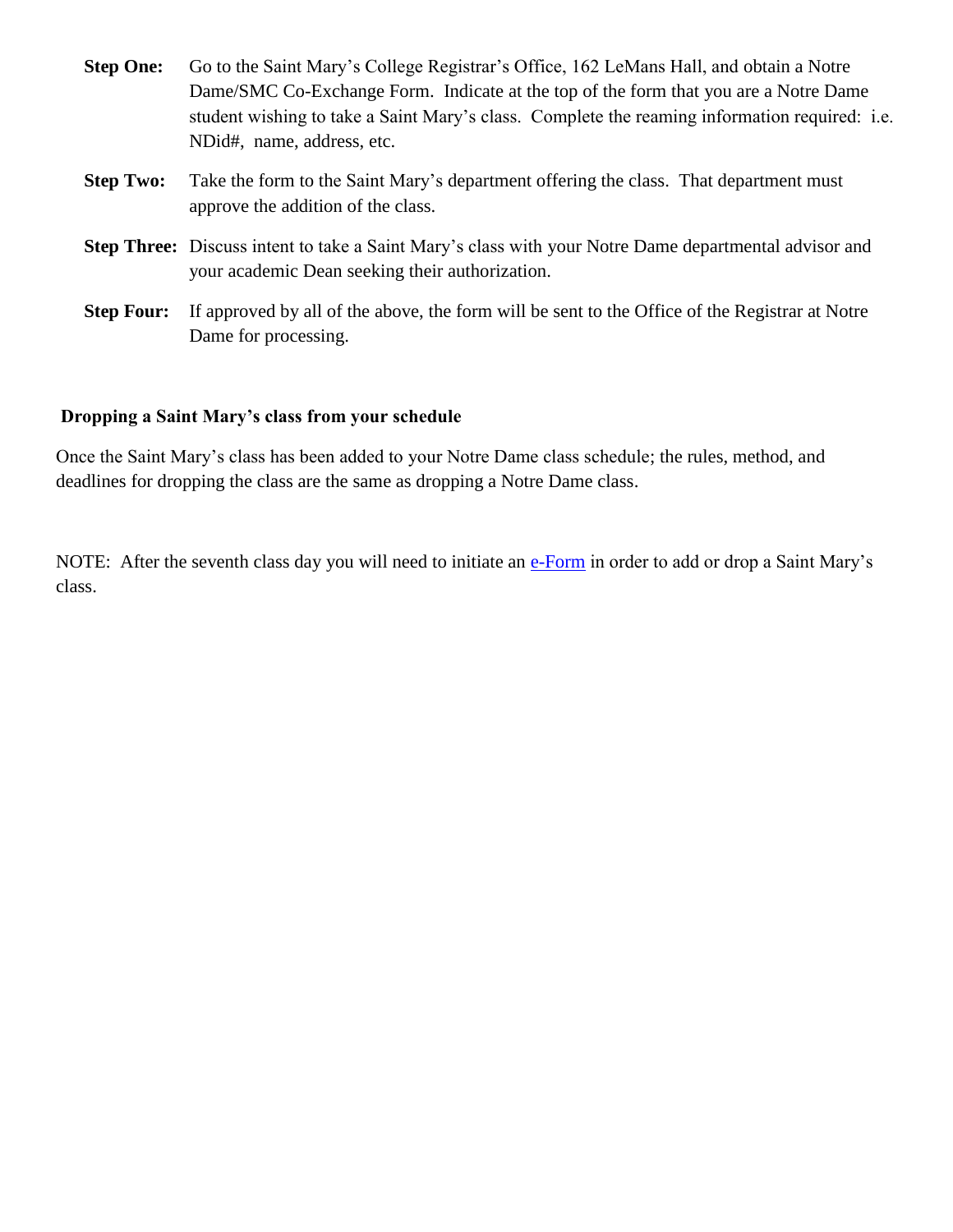**Step One:** Go to the Saint Mary's College Registrar's Office, 162 LeMans Hall, and obtain a Notre Dame/SMC Co-Exchange Form. Indicate at the top of the form that you are a Notre Dame student wishing to take a Saint Mary's class. Complete the reaming information required: i.e. NDid#, name, address, etc.

**Step Two:** Take the form to the Saint Mary's department offering the class. That department must approve the addition of the class.

**Step Three:** Discuss intent to take a Saint Mary's class with your Notre Dame departmental advisor and your academic Dean seeking their authorization.

**Step Four:** If approved by all of the above, the form will be sent to the Office of the Registrar at Notre Dame for processing.

**Dropping a Saint Mary's class from your schedule**

Once the Saint Mary's class has been added to your Notre Dame class schedule; the rules, method, and deadlines for dropping the class are the same as dropping a Notre Dame class.

NOTE: After the seventh class day you will need to initiate an e-Form in order to add or drop a Saint Mary's class.